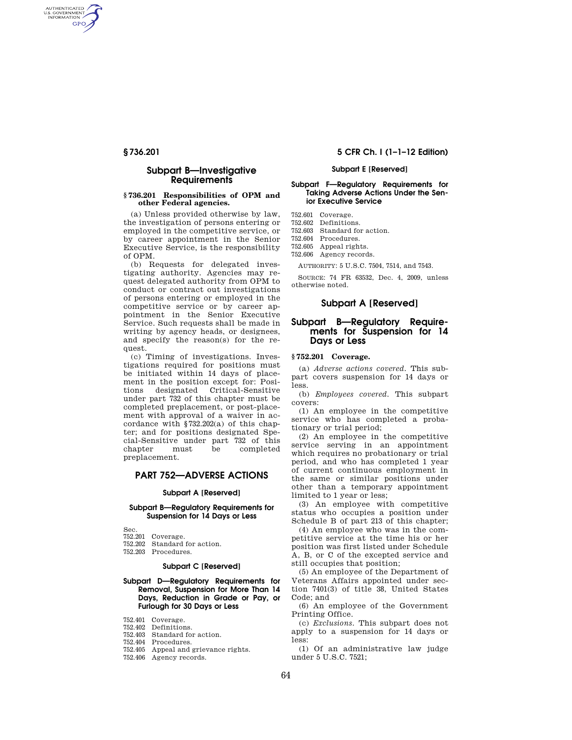## Subpart B—Investigative Requirements

### § 736.201 Responsibilities of OPM and other Federal agencies.

(a) Unless provided otherwise by law, the investigation of persons entering or employed in the competitive service, or by career appointment in the Senior Executive Service, is the responsibility of OPM.

(b) Requests for delegated investigating authority. Agencies may request delegated authority from OPM to conduct or contract out investigations of persons entering or employed in the competitive service or by career appointment in the Senior Executive Service. Such requests shall be made in writing by agency heads, or designees, and specify the reason(s) for the request.

(c) Timing of investigations. Investigations required for positions must be initiated within 14 days of placement in the position except for: Positions designated Critical-Sensitive under part 732 of this chapter must be completed preplacement, or post-placement with approval of a waiver in accordance with §732.202(a) of this chapter; and for positions designated Special-Sensitive under part 732 of this chapter must be completed preplacement.

# PART 752—ADVERSE ACTIONS

#### Subpart A [Reserved]

#### Subpart B—Regulatory Requirements for Suspension for 14 Days or Less

Sec.
752.201 Coverage.
752.202 Standard for action.
752.203 Procedures.

#### Subpart C [Reserved]

#### Subpart D—Regulatory Requirements for Removal, Suspension for More Than 14 Days, Reduction in Grade or Pay, or Furlough for 30 Days or Less

752.401 Coverage.
752.402 Definitions.
752.403 Standard for action.
752.404 Procedures.
752.405 Appeal and grievance rights.
752.406 Agency records.

#### Subpart E [Reserved]

#### Subpart F—Regulatory Requirements for Taking Adverse Actions Under the Senior Executive Service

752.601 Coverage.
752.602 Definitions.
752.603 Standard for action.
752.604 Procedures.
752.605 Appeal rights.
752.606 Agency records.

AUTHORITY: 5 U.S.C. 7504, 7514, and 7543.

SOURCE: 74 FR 63532, Dec. 4, 2009, unless otherwise noted.

## Subpart A [Reserved]

## Subpart B—Regulatory Requirements for Suspension for 14 Days or Less

### § 752.201 Coverage.

(a) *Adverse actions covered.* This subpart covers suspension for 14 days or less.

(b) *Employees covered.* This subpart covers:

(1) An employee in the competitive service who has completed a probationary or trial period;

(2) An employee in the competitive service serving in an appointment which requires no probationary or trial period, and who has completed 1 year of current continuous employment in the same or similar positions under other than a temporary appointment limited to 1 year or less;

(3) An employee with competitive status who occupies a position under Schedule B of part 213 of this chapter;

(4) An employee who was in the competitive service at the time his or her position was first listed under Schedule A, B, or C of the excepted service and still occupies that position;

(5) An employee of the Department of Veterans Affairs appointed under section 7401(3) of title 38, United States Code; and

(6) An employee of the Government Printing Office.

(c) *Exclusions.* This subpart does not apply to a suspension for 14 days or less:

(1) Of an administrative law judge under 5 U.S.C. 7521;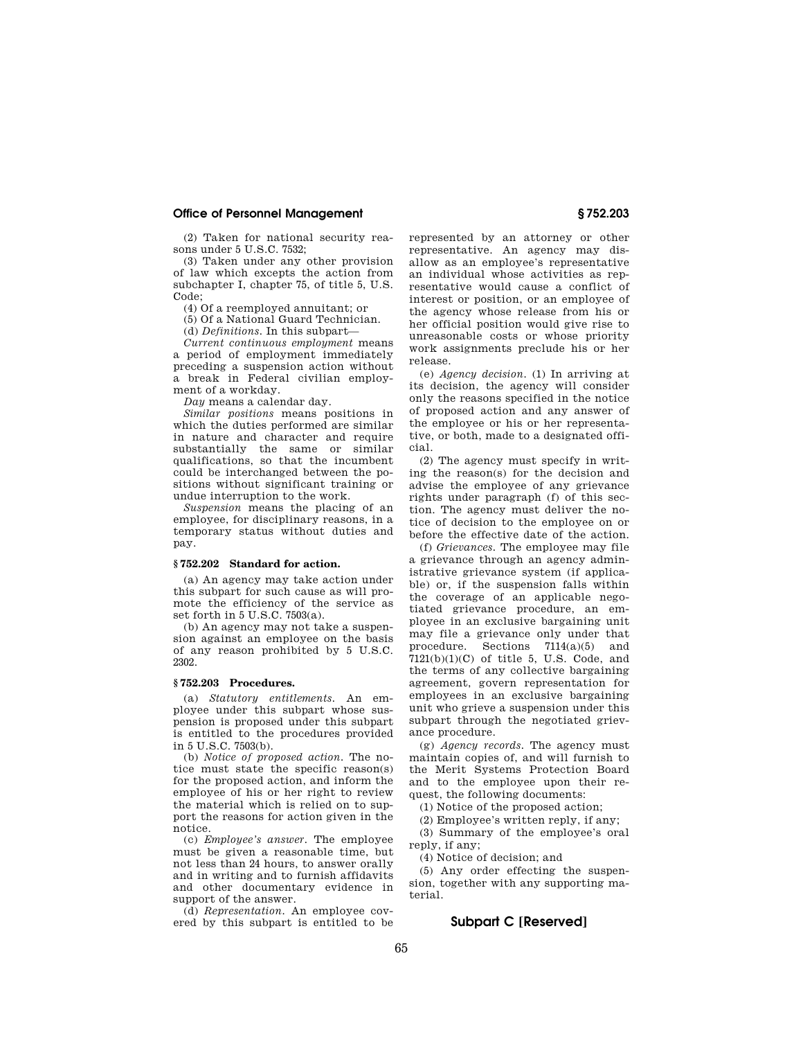(2) Taken for national security reasons under 5 U.S.C. 7532;

(3) Taken under any other provision of law which excepts the action from subchapter I, chapter 75, of title 5, U.S. Code;

(4) Of a reemployed annuitant; or

(5) Of a National Guard Technician.

(d) *Definitions.* In this subpart—

*Current continuous employment* means a period of employment immediately preceding a suspension action without a break in Federal civilian employment of a workday.

*Day* means a calendar day.

*Similar positions* means positions in which the duties performed are similar in nature and character and require substantially the same or similar qualifications, so that the incumbent could be interchanged between the positions without significant training or undue interruption to the work.

*Suspension* means the placing of an employee, for disciplinary reasons, in a temporary status without duties and pay.

### § 752.202 Standard for action.

(a) An agency may take action under this subpart for such cause as will promote the efficiency of the service as set forth in 5 U.S.C. 7503(a).

(b) An agency may not take a suspension against an employee on the basis of any reason prohibited by 5 U.S.C. 2302.

### § 752.203 Procedures.

(a) *Statutory entitlements.* An employee under this subpart whose suspension is proposed under this subpart is entitled to the procedures provided in 5 U.S.C. 7503(b).

(b) *Notice of proposed action.* The notice must state the specific reason(s) for the proposed action, and inform the employee of his or her right to review the material which is relied on to support the reasons for action given in the notice.

(c) *Employee's answer.* The employee must be given a reasonable time, but not less than 24 hours, to answer orally and in writing and to furnish affidavits and other documentary evidence in support of the answer.

(d) *Representation.* An employee covered by this subpart is entitled to be represented by an attorney or other representative. An agency may disallow as an employee's representative an individual whose activities as representative would cause a conflict of interest or position, or an employee of the agency whose release from his or her official position would give rise to unreasonable costs or whose priority work assignments preclude his or her release.

(e) *Agency decision.* (1) In arriving at its decision, the agency will consider only the reasons specified in the notice of proposed action and any answer of the employee or his or her representative, or both, made to a designated official.

(2) The agency must specify in writing the reason(s) for the decision and advise the employee of any grievance rights under paragraph (f) of this section. The agency must deliver the notice of decision to the employee on or before the effective date of the action.

(f) *Grievances.* The employee may file a grievance through an agency administrative grievance system (if applicable) or, if the suspension falls within the coverage of an applicable negotiated grievance procedure, an employee in an exclusive bargaining unit may file a grievance only under that procedure. Sections 7114(a)(5) and 7121(b)(1)(C) of title 5, U.S. Code, and the terms of any collective bargaining agreement, govern representation for employees in an exclusive bargaining unit who grieve a suspension under this subpart through the negotiated grievance procedure.

(g) *Agency records.* The agency must maintain copies of, and will furnish to the Merit Systems Protection Board and to the employee upon their request, the following documents:

(1) Notice of the proposed action;

(2) Employee's written reply, if any;

(3) Summary of the employee's oral reply, if any;

(4) Notice of decision; and

(5) Any order effecting the suspension, together with any supporting material.

## Subpart C [Reserved]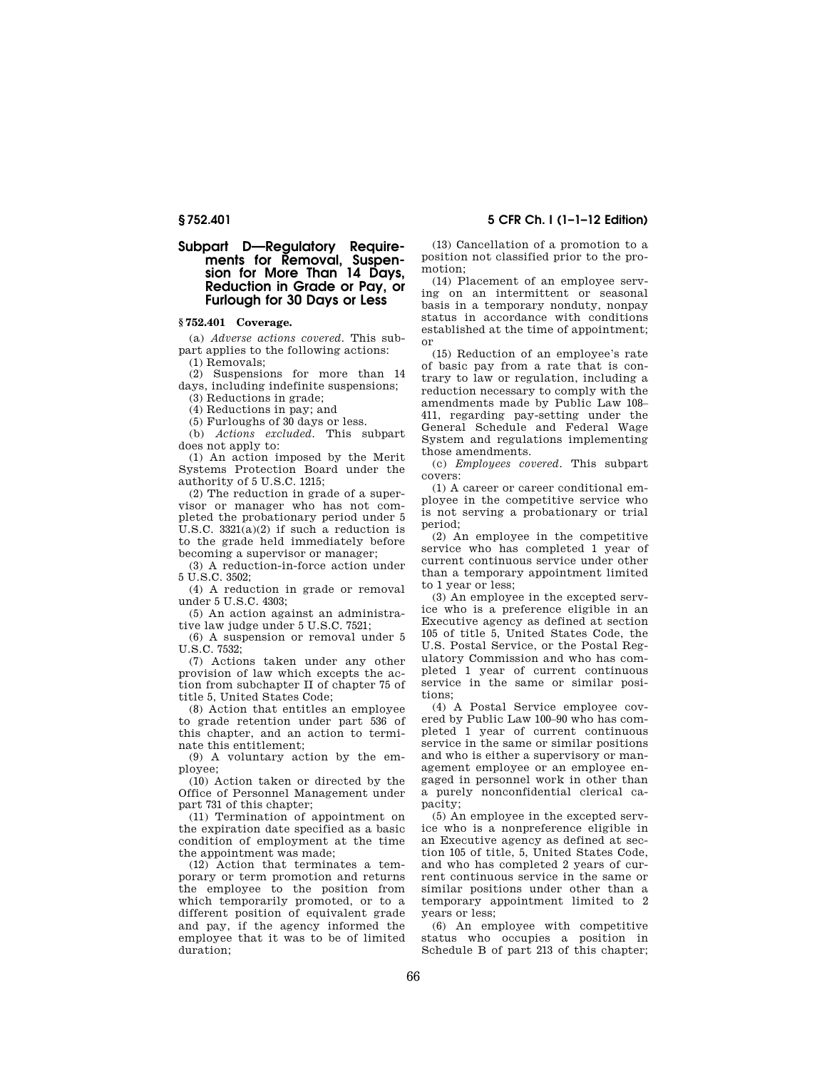## Subpart D—Regulatory Requirements for Removal, Suspension for More Than 14 Days, Reduction in Grade or Pay, or Furlough for 30 Days or Less

### § 752.401 Coverage.

(a) *Adverse actions covered.* This subpart applies to the following actions:

(1) Removals;

(2) Suspensions for more than 14 days, including indefinite suspensions;

(3) Reductions in grade;

(4) Reductions in pay; and

(5) Furloughs of 30 days or less.

(b) *Actions excluded.* This subpart does not apply to:

(1) An action imposed by the Merit Systems Protection Board under the authority of 5 U.S.C. 1215;

(2) The reduction in grade of a supervisor or manager who has not completed the probationary period under 5 U.S.C. 3321(a)(2) if such a reduction is to the grade held immediately before becoming a supervisor or manager;

(3) A reduction-in-force action under 5 U.S.C. 3502;

(4) A reduction in grade or removal under 5 U.S.C. 4303;

(5) An action against an administrative law judge under 5 U.S.C. 7521;

(6) A suspension or removal under 5 U.S.C. 7532;

(7) Actions taken under any other provision of law which excepts the action from subchapter II of chapter 75 of title 5, United States Code;

(8) Action that entitles an employee to grade retention under part 536 of this chapter, and an action to terminate this entitlement;

(9) A voluntary action by the employee;

(10) Action taken or directed by the Office of Personnel Management under part 731 of this chapter;

(11) Termination of appointment on the expiration date specified as a basic condition of employment at the time the appointment was made;

(12) Action that terminates a temporary or term promotion and returns the employee to the position from which temporarily promoted, or to a different position of equivalent grade and pay, if the agency informed the employee that it was to be of limited duration;

(13) Cancellation of a promotion to a position not classified prior to the promotion;

(14) Placement of an employee serving on an intermittent or seasonal basis in a temporary nonduty, nonpay status in accordance with conditions established at the time of appointment; or

(15) Reduction of an employee's rate of basic pay from a rate that is contrary to law or regulation, including a reduction necessary to comply with the amendments made by Public Law 108–411, regarding pay-setting under the General Schedule and Federal Wage System and regulations implementing those amendments.

(c) *Employees covered.* This subpart covers:

(1) A career or career conditional employee in the competitive service who is not serving a probationary or trial period;

(2) An employee in the competitive service who has completed 1 year of current continuous service under other than a temporary appointment limited to 1 year or less;

(3) An employee in the excepted service who is a preference eligible in an Executive agency as defined at section 105 of title 5, United States Code, the U.S. Postal Service, or the Postal Regulatory Commission and who has completed 1 year of current continuous service in the same or similar positions;

(4) A Postal Service employee covered by Public Law 100–90 who has completed 1 year of current continuous service in the same or similar positions and who is either a supervisory or management employee or an employee engaged in personnel work in other than a purely nonconfidential clerical capacity;

(5) An employee in the excepted service who is a nonpreference eligible in an Executive agency as defined at section 105 of title, 5, United States Code, and who has completed 2 years of current continuous service in the same or similar positions under other than a temporary appointment limited to 2 years or less;

(6) An employee with competitive status who occupies a position in Schedule B of part 213 of this chapter;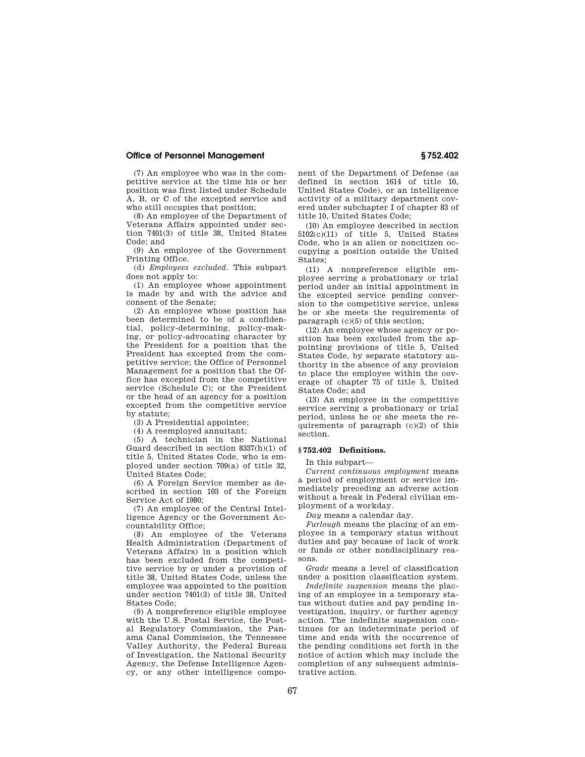(7) An employee who was in the competitive service at the time his or her position was first listed under Schedule A, B, or C of the excepted service and who still occupies that position;

(8) An employee of the Department of Veterans Affairs appointed under section 7401(3) of title 38, United States Code; and

(9) An employee of the Government Printing Office.

(d) *Employees excluded.* This subpart does not apply to:

(1) An employee whose appointment is made by and with the advice and consent of the Senate;

(2) An employee whose position has been determined to be of a confidential, policy-determining, policy-making, or policy-advocating character by the President for a position that the President has excepted from the competitive service; the Office of Personnel Management for a position that the Office has excepted from the competitive service (Schedule C); or the President or the head of an agency for a position excepted from the competitive service by statute;

(3) A Presidential appointee;

(4) A reemployed annuitant;

(5) A technician in the National Guard described in section 8337(h)(1) of title 5, United States Code, who is employed under section 709(a) of title 32, United States Code;

(6) A Foreign Service member as described in section 103 of the Foreign Service Act of 1980;

(7) An employee of the Central Intelligence Agency or the Government Accountability Office;

(8) An employee of the Veterans Health Administration (Department of Veterans Affairs) in a position which has been excluded from the competitive service by or under a provision of title 38, United States Code, unless the employee was appointed to the position under section 7401(3) of title 38, United States Code;

(9) A nonpreference eligible employee with the U.S. Postal Service, the Postal Regulatory Commission, the Panama Canal Commission, the Tennessee Valley Authority, the Federal Bureau of Investigation, the National Security Agency, the Defense Intelligence Agency, or any other intelligence component of the Department of Defense (as defined in section 1614 of title 10, United States Code), or an intelligence activity of a military department covered under subchapter I of chapter 83 of title 10, United States Code;

(10) An employee described in section 5102(c)(11) of title 5, United States Code, who is an alien or noncitizen occupying a position outside the United States;

(11) A nonpreference eligible employee serving a probationary or trial period under an initial appointment in the excepted service pending conversion to the competitive service, unless he or she meets the requirements of paragraph (c)(5) of this section;

(12) An employee whose agency or position has been excluded from the appointing provisions of title 5, United States Code, by separate statutory authority in the absence of any provision to place the employee within the coverage of chapter 75 of title 5, United States Code; and

(13) An employee in the competitive service serving a probationary or trial period, unless he or she meets the requirements of paragraph (c)(2) of this section.

### § 752.402 Definitions.

In this subpart—

*Current continuous employment* means a period of employment or service immediately preceding an adverse action without a break in Federal civilian employment of a workday.

*Day* means a calendar day.

*Furlough* means the placing of an employee in a temporary status without duties and pay because of lack of work or funds or other nondisciplinary reasons.

*Grade* means a level of classification under a position classification system.

*Indefinite suspension* means the placing of an employee in a temporary status without duties and pay pending investigation, inquiry, or further agency action. The indefinite suspension continues for an indeterminate period of time and ends with the occurrence of the pending conditions set forth in the notice of action which may include the completion of any subsequent administrative action.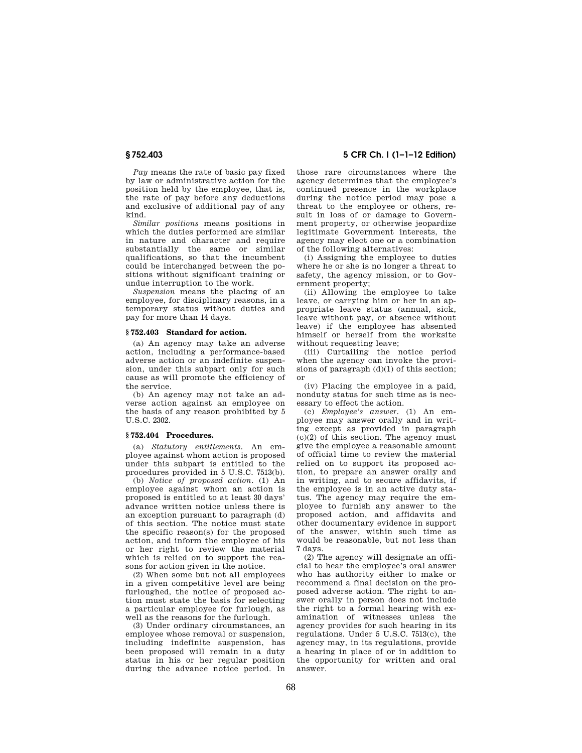*Pay* means the rate of basic pay fixed by law or administrative action for the position held by the employee, that is, the rate of pay before any deductions and exclusive of additional pay of any kind.

*Similar positions* means positions in which the duties performed are similar in nature and character and require substantially the same or similar qualifications, so that the incumbent could be interchanged between the positions without significant training or undue interruption to the work.

*Suspension* means the placing of an employee, for disciplinary reasons, in a temporary status without duties and pay for more than 14 days.

### § 752.403 Standard for action.

(a) An agency may take an adverse action, including a performance-based adverse action or an indefinite suspension, under this subpart only for such cause as will promote the efficiency of the service.

(b) An agency may not take an adverse action against an employee on the basis of any reason prohibited by 5 U.S.C. 2302.

### § 752.404 Procedures.

(a) *Statutory entitlements.* An employee against whom action is proposed under this subpart is entitled to the procedures provided in 5 U.S.C. 7513(b).

(b) *Notice of proposed action.* (1) An employee against whom an action is proposed is entitled to at least 30 days' advance written notice unless there is an exception pursuant to paragraph (d) of this section. The notice must state the specific reason(s) for the proposed action, and inform the employee of his or her right to review the material which is relied on to support the reasons for action given in the notice.

(2) When some but not all employees in a given competitive level are being furloughed, the notice of proposed action must state the basis for selecting a particular employee for furlough, as well as the reasons for the furlough.

(3) Under ordinary circumstances, an employee whose removal or suspension, including indefinite suspension, has been proposed will remain in a duty status in his or her regular position during the advance notice period. In those rare circumstances where the agency determines that the employee's continued presence in the workplace during the notice period may pose a threat to the employee or others, result in loss of or damage to Government property, or otherwise jeopardize legitimate Government interests, the agency may elect one or a combination of the following alternatives:

(i) Assigning the employee to duties where he or she is no longer a threat to safety, the agency mission, or to Government property;

(ii) Allowing the employee to take leave, or carrying him or her in an appropriate leave status (annual, sick, leave without pay, or absence without leave) if the employee has absented himself or herself from the worksite without requesting leave;

(iii) Curtailing the notice period when the agency can invoke the provisions of paragraph (d)(1) of this section; or

(iv) Placing the employee in a paid, nonduty status for such time as is necessary to effect the action.

(c) *Employee's answer.* (1) An employee may answer orally and in writing except as provided in paragraph (c)(2) of this section. The agency must give the employee a reasonable amount of official time to review the material relied on to support its proposed action, to prepare an answer orally and in writing, and to secure affidavits, if the employee is in an active duty status. The agency may require the employee to furnish any answer to the proposed action, and affidavits and other documentary evidence in support of the answer, within such time as would be reasonable, but not less than 7 days.

(2) The agency will designate an official to hear the employee's oral answer who has authority either to make or recommend a final decision on the proposed adverse action. The right to answer orally in person does not include the right to a formal hearing with examination of witnesses unless the agency provides for such hearing in its regulations. Under 5 U.S.C. 7513(c), the agency may, in its regulations, provide a hearing in place of or in addition to the opportunity for written and oral answer.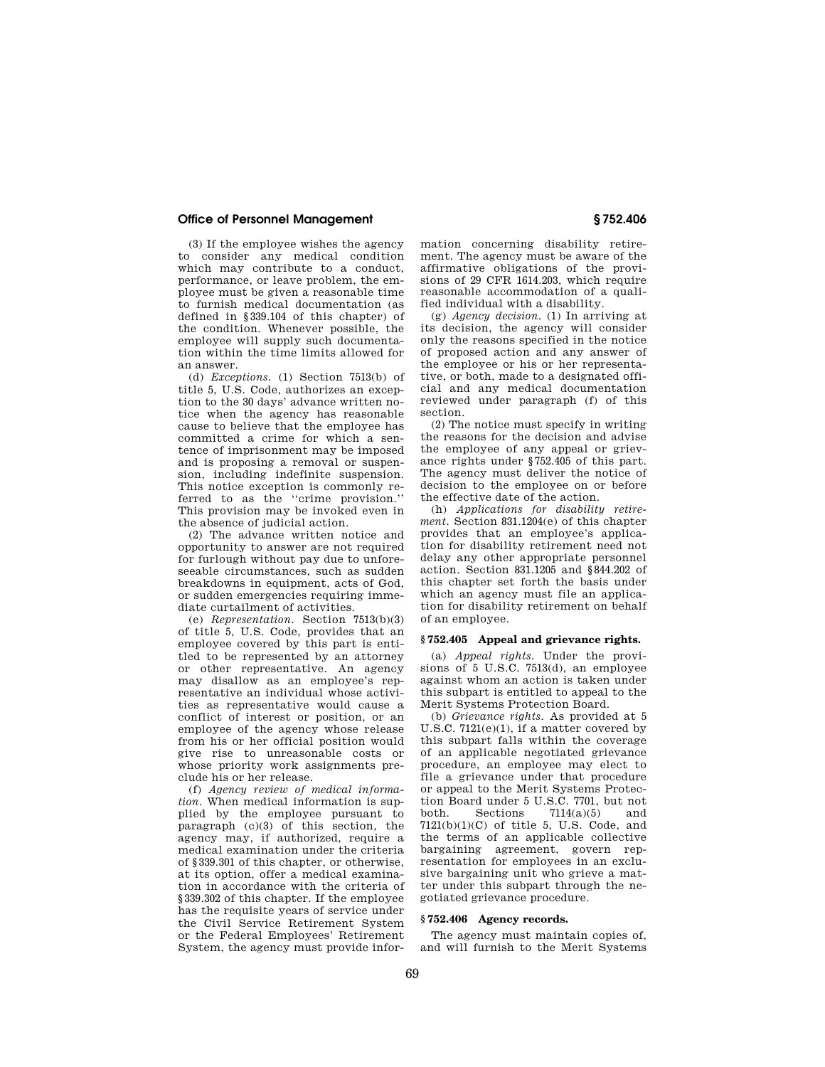(3) If the employee wishes the agency to consider any medical condition which may contribute to a conduct, performance, or leave problem, the employee must be given a reasonable time to furnish medical documentation (as defined in §339.104 of this chapter) of the condition. Whenever possible, the employee will supply such documentation within the time limits allowed for an answer.

(d) *Exceptions.* (1) Section 7513(b) of title 5, U.S. Code, authorizes an exception to the 30 days' advance written notice when the agency has reasonable cause to believe that the employee has committed a crime for which a sentence of imprisonment may be imposed and is proposing a removal or suspension, including indefinite suspension. This notice exception is commonly referred to as the ''crime provision.'' This provision may be invoked even in the absence of judicial action.

(2) The advance written notice and opportunity to answer are not required for furlough without pay due to unforeseeable circumstances, such as sudden breakdowns in equipment, acts of God, or sudden emergencies requiring immediate curtailment of activities.

(e) *Representation.* Section 7513(b)(3) of title 5, U.S. Code, provides that an employee covered by this part is entitled to be represented by an attorney or other representative. An agency may disallow as an employee's representative an individual whose activities as representative would cause a conflict of interest or position, or an employee of the agency whose release from his or her official position would give rise to unreasonable costs or whose priority work assignments preclude his or her release.

(f) *Agency review of medical information.* When medical information is supplied by the employee pursuant to paragraph (c)(3) of this section, the agency may, if authorized, require a medical examination under the criteria of §339.301 of this chapter, or otherwise, at its option, offer a medical examination in accordance with the criteria of §339.302 of this chapter. If the employee has the requisite years of service under the Civil Service Retirement System or the Federal Employees' Retirement System, the agency must provide information concerning disability retirement. The agency must be aware of the affirmative obligations of the provisions of 29 CFR 1614.203, which require reasonable accommodation of a qualified individual with a disability.

(g) *Agency decision.* (1) In arriving at its decision, the agency will consider only the reasons specified in the notice of proposed action and any answer of the employee or his or her representative, or both, made to a designated official and any medical documentation reviewed under paragraph (f) of this section.

(2) The notice must specify in writing the reasons for the decision and advise the employee of any appeal or grievance rights under §752.405 of this part. The agency must deliver the notice of decision to the employee on or before the effective date of the action.

(h) *Applications for disability retirement.* Section 831.1204(e) of this chapter provides that an employee's application for disability retirement need not delay any other appropriate personnel action. Section 831.1205 and §844.202 of this chapter set forth the basis under which an agency must file an application for disability retirement on behalf of an employee.

### §752.405 Appeal and grievance rights.

(a) *Appeal rights.* Under the provisions of 5 U.S.C. 7513(d), an employee against whom an action is taken under this subpart is entitled to appeal to the Merit Systems Protection Board.

(b) *Grievance rights.* As provided at 5 U.S.C. 7121(e)(1), if a matter covered by this subpart falls within the coverage of an applicable negotiated grievance procedure, an employee may elect to file a grievance under that procedure or appeal to the Merit Systems Protection Board under 5 U.S.C. 7701, but not both. Sections 7114(a)(5) and 7121(b)(1)(C) of title 5, U.S. Code, and the terms of an applicable collective bargaining agreement, govern representation for employees in an exclusive bargaining unit who grieve a matter under this subpart through the negotiated grievance procedure.

### §752.406 Agency records.

The agency must maintain copies of, and will furnish to the Merit Systems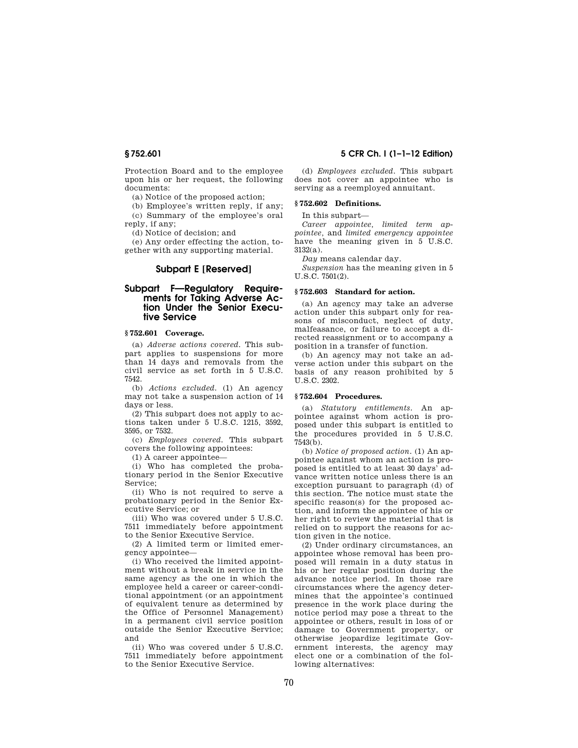Protection Board and to the employee upon his or her request, the following documents:

(a) Notice of the proposed action;

(b) Employee's written reply, if any;

(c) Summary of the employee's oral reply, if any;

(d) Notice of decision; and

(e) Any order effecting the action, together with any supporting material.

## Subpart E [Reserved]

## Subpart F—Regulatory Requirements for Taking Adverse Action Under the Senior Executive Service

### § 752.601 Coverage.

(a) *Adverse actions covered.* This subpart applies to suspensions for more than 14 days and removals from the civil service as set forth in 5 U.S.C. 7542.

(b) *Actions excluded.* (1) An agency may not take a suspension action of 14 days or less.

(2) This subpart does not apply to actions taken under 5 U.S.C. 1215, 3592, 3595, or 7532.

(c) *Employees covered.* This subpart covers the following appointees:

(1) A career appointee—

(i) Who has completed the probationary period in the Senior Executive Service;

(ii) Who is not required to serve a probationary period in the Senior Executive Service; or

(iii) Who was covered under 5 U.S.C. 7511 immediately before appointment to the Senior Executive Service.

(2) A limited term or limited emergency appointee—

(i) Who received the limited appointment without a break in service in the same agency as the one in which the employee held a career or career-conditional appointment (or an appointment of equivalent tenure as determined by the Office of Personnel Management) in a permanent civil service position outside the Senior Executive Service; and

(ii) Who was covered under 5 U.S.C. 7511 immediately before appointment to the Senior Executive Service.

(d) *Employees excluded.* This subpart does not cover an appointee who is serving as a reemployed annuitant.

### § 752.602 Definitions.

In this subpart—

*Career appointee*, *limited term appointee*, and *limited emergency appointee* have the meaning given in 5 U.S.C. 3132(a).

*Day* means calendar day.

*Suspension* has the meaning given in 5 U.S.C. 7501(2).

### § 752.603 Standard for action.

(a) An agency may take an adverse action under this subpart only for reasons of misconduct, neglect of duty, malfeasance, or failure to accept a directed reassignment or to accompany a position in a transfer of function.

(b) An agency may not take an adverse action under this subpart on the basis of any reason prohibited by 5 U.S.C. 2302.

### § 752.604 Procedures.

(a) *Statutory entitlements.* An appointee against whom action is proposed under this subpart is entitled to the procedures provided in 5 U.S.C. 7543(b).

(b) *Notice of proposed action.* (1) An appointee against whom an action is proposed is entitled to at least 30 days' advance written notice unless there is an exception pursuant to paragraph (d) of this section. The notice must state the specific reason(s) for the proposed action, and inform the appointee of his or her right to review the material that is relied on to support the reasons for action given in the notice.

(2) Under ordinary circumstances, an appointee whose removal has been proposed will remain in a duty status in his or her regular position during the advance notice period. In those rare circumstances where the agency determines that the appointee's continued presence in the work place during the notice period may pose a threat to the appointee or others, result in loss of or damage to Government property, or otherwise jeopardize legitimate Government interests, the agency may elect one or a combination of the following alternatives: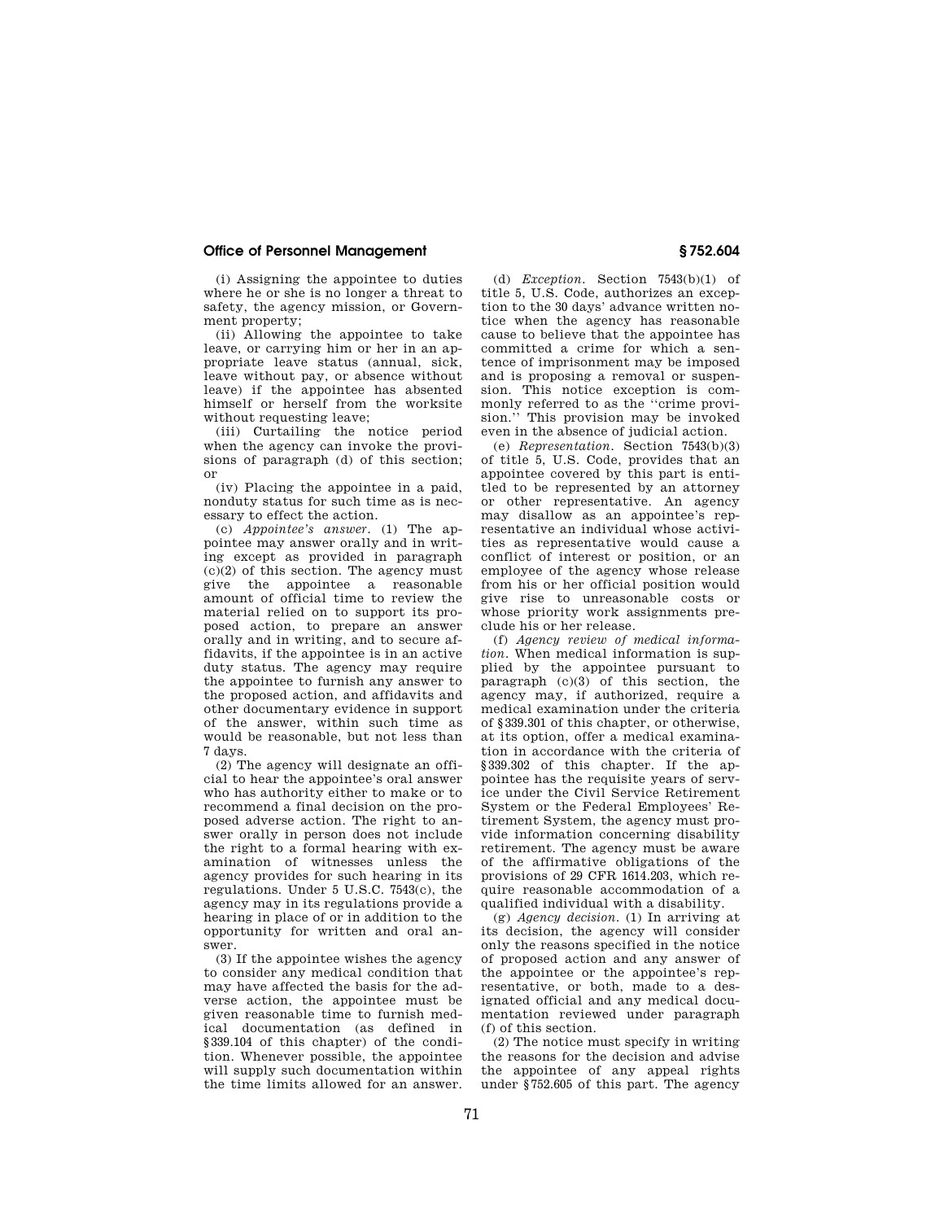(i) Assigning the appointee to duties where he or she is no longer a threat to safety, the agency mission, or Government property;

(ii) Allowing the appointee to take leave, or carrying him or her in an appropriate leave status (annual, sick, leave without pay, or absence without leave) if the appointee has absented himself or herself from the worksite without requesting leave;

(iii) Curtailing the notice period when the agency can invoke the provisions of paragraph (d) of this section; or

(iv) Placing the appointee in a paid, nonduty status for such time as is necessary to effect the action.

(c) *Appointee's answer.* (1) The appointee may answer orally and in writing except as provided in paragraph (c)(2) of this section. The agency must give the appointee a reasonable amount of official time to review the material relied on to support its proposed action, to prepare an answer orally and in writing, and to secure affidavits, if the appointee is in an active duty status. The agency may require the appointee to furnish any answer to the proposed action, and affidavits and other documentary evidence in support of the answer, within such time as would be reasonable, but not less than 7 days.

(2) The agency will designate an official to hear the appointee's oral answer who has authority either to make or to recommend a final decision on the proposed adverse action. The right to answer orally in person does not include the right to a formal hearing with examination of witnesses unless the agency provides for such hearing in its regulations. Under 5 U.S.C. 7543(c), the agency may in its regulations provide a hearing in place of or in addition to the opportunity for written and oral answer.

(3) If the appointee wishes the agency to consider any medical condition that may have affected the basis for the adverse action, the appointee must be given reasonable time to furnish medical documentation (as defined in §339.104 of this chapter) of the condition. Whenever possible, the appointee will supply such documentation within the time limits allowed for an answer.

(d) *Exception.* Section 7543(b)(1) of title 5, U.S. Code, authorizes an exception to the 30 days' advance written notice when the agency has reasonable cause to believe that the appointee has committed a crime for which a sentence of imprisonment may be imposed and is proposing a removal or suspension. This notice exception is commonly referred to as the "crime provision." This provision may be invoked even in the absence of judicial action.

(e) *Representation.* Section 7543(b)(3) of title 5, U.S. Code, provides that an appointee covered by this part is entitled to be represented by an attorney or other representative. An agency may disallow as an appointee's representative an individual whose activities as representative would cause a conflict of interest or position, or an employee of the agency whose release from his or her official position would give rise to unreasonable costs or whose priority work assignments preclude his or her release.

(f) *Agency review of medical information.* When medical information is supplied by the appointee pursuant to paragraph (c)(3) of this section, the agency may, if authorized, require a medical examination under the criteria of §339.301 of this chapter, or otherwise, at its option, offer a medical examination in accordance with the criteria of §339.302 of this chapter. If the appointee has the requisite years of service under the Civil Service Retirement System or the Federal Employees' Retirement System, the agency must provide information concerning disability retirement. The agency must be aware of the affirmative obligations of the provisions of 29 CFR 1614.203, which require reasonable accommodation of a qualified individual with a disability.

(g) *Agency decision.* (1) In arriving at its decision, the agency will consider only the reasons specified in the notice of proposed action and any answer of the appointee or the appointee's representative, or both, made to a designated official and any medical documentation reviewed under paragraph (f) of this section.

(2) The notice must specify in writing the reasons for the decision and advise the appointee of any appeal rights under §752.605 of this part. The agency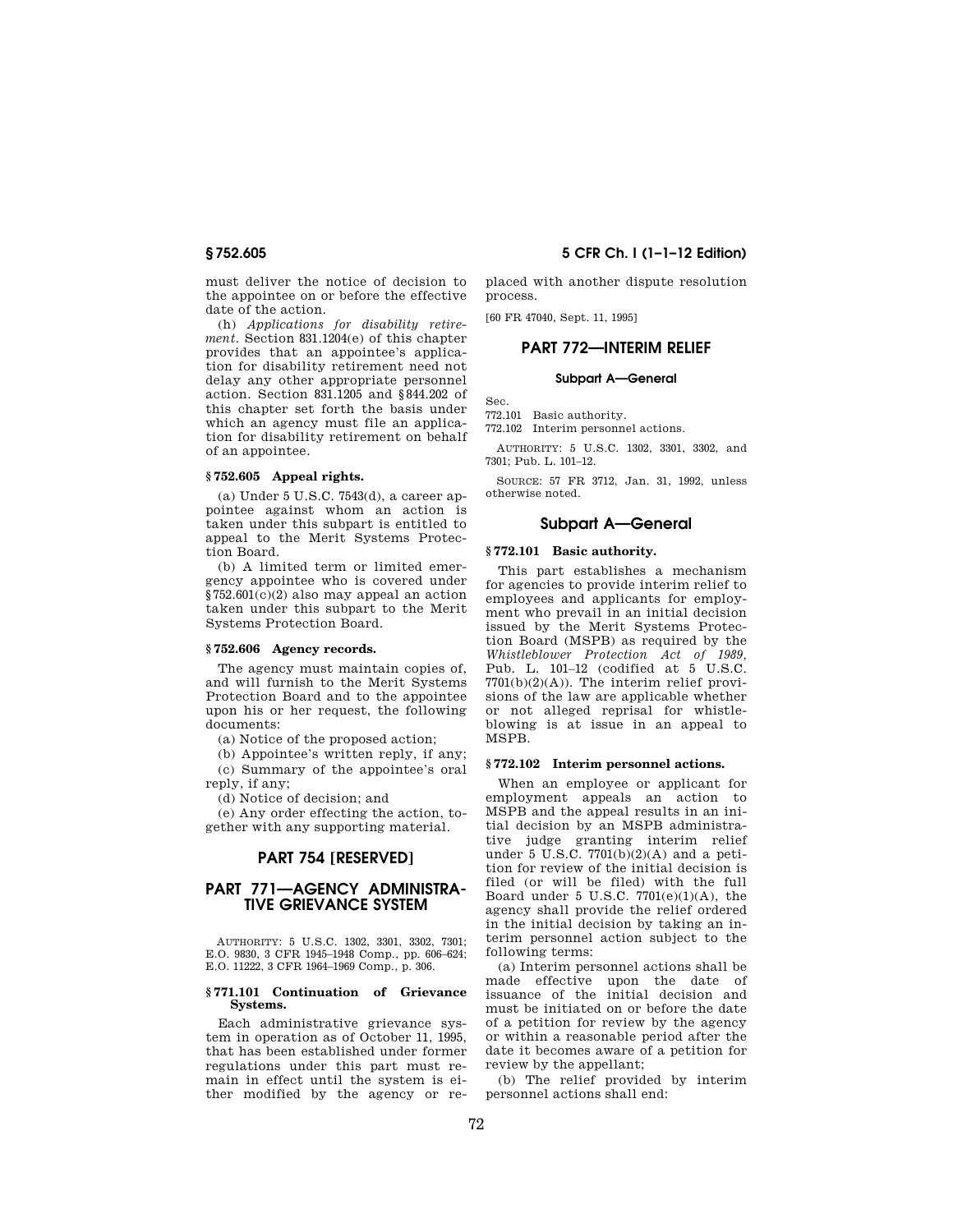must deliver the notice of decision to the appointee on or before the effective date of the action.

(h) *Applications for disability retirement.* Section 831.1204(e) of this chapter provides that an appointee's application for disability retirement need not delay any other appropriate personnel action. Section 831.1205 and §844.202 of this chapter set forth the basis under which an agency must file an application for disability retirement on behalf of an appointee.

### § 752.605 Appeal rights.

(a) Under 5 U.S.C. 7543(d), a career appointee against whom an action is taken under this subpart is entitled to appeal to the Merit Systems Protection Board.

(b) A limited term or limited emergency appointee who is covered under §752.601(c)(2) also may appeal an action taken under this subpart to the Merit Systems Protection Board.

### § 752.606 Agency records.

The agency must maintain copies of, and will furnish to the Merit Systems Protection Board and to the appointee upon his or her request, the following documents:

(a) Notice of the proposed action;

(b) Appointee's written reply, if any;

(c) Summary of the appointee's oral reply, if any;

(d) Notice of decision; and

(e) Any order effecting the action, together with any supporting material.

## PART 754 [RESERVED]

## PART 771—AGENCY ADMINISTRATIVE GRIEVANCE SYSTEM

AUTHORITY: 5 U.S.C. 1302, 3301, 3302, 7301; E.O. 9830, 3 CFR 1945–1948 Comp., pp. 606–624; E.O. 11222, 3 CFR 1964–1969 Comp., p. 306.

### § 771.101 Continuation of Grievance Systems.

Each administrative grievance system in operation as of October 11, 1995, that has been established under former regulations under this part must remain in effect until the system is either modified by the agency or replaced with another dispute resolution process.

[60 FR 47040, Sept. 11, 1995]

## PART 772—INTERIM RELIEF

**Subpart A—General**

Sec.
772.101 Basic authority.
772.102 Interim personnel actions.

AUTHORITY: 5 U.S.C. 1302, 3301, 3302, and 7301; Pub. L. 101–12.

SOURCE: 57 FR 3712, Jan. 31, 1992, unless otherwise noted.

## Subpart A—General

### § 772.101 Basic authority.

This part establishes a mechanism for agencies to provide interim relief to employees and applicants for employment who prevail in an initial decision issued by the Merit Systems Protection Board (MSPB) as required by the *Whistleblower Protection Act of 1989*, Pub. L. 101–12 (codified at 5 U.S.C. 7701(b)(2)(A)). The interim relief provisions of the law are applicable whether or not alleged reprisal for whistleblowing is at issue in an appeal to MSPB.

### § 772.102 Interim personnel actions.

When an employee or applicant for employment appeals an action to MSPB and the appeal results in an initial decision by an MSPB administrative judge granting interim relief under 5 U.S.C. 7701(b)(2)(A) and a petition for review of the initial decision is filed (or will be filed) with the full Board under 5 U.S.C. 7701(e)(1)(A), the agency shall provide the relief ordered in the initial decision by taking an interim personnel action subject to the following terms:

(a) Interim personnel actions shall be made effective upon the date of issuance of the initial decision and must be initiated on or before the date of a petition for review by the agency or within a reasonable period after the date it becomes aware of a petition for review by the appellant;

(b) The relief provided by interim personnel actions shall end: